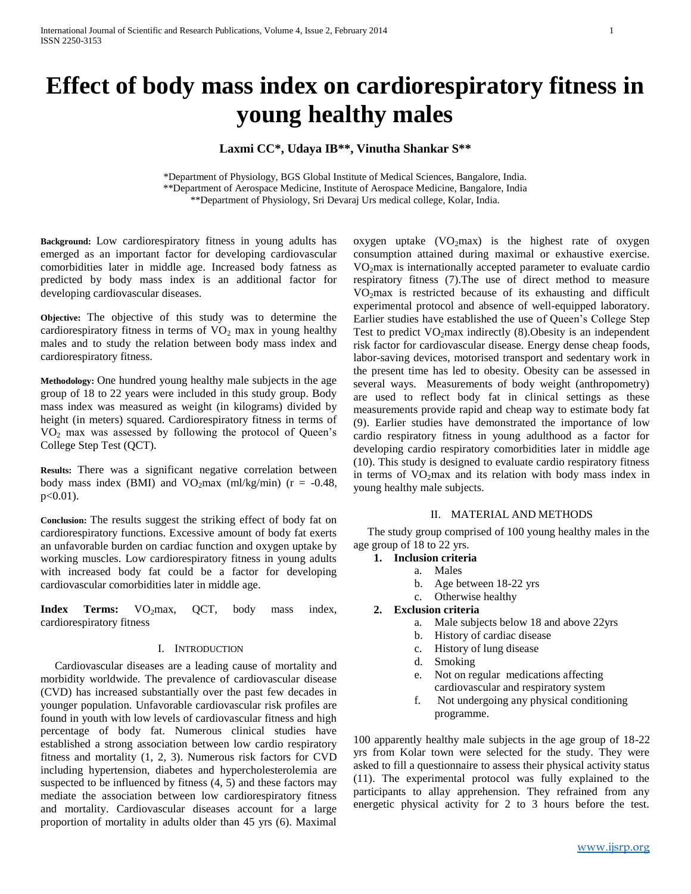# Effect of body mass index on cardiorespiratory fitness in young healthy males

**Laxmi CC*, Udaya IB**, Vinutha Shankar S****

*Department of Physiology, BGS Global Institute of Medical Sciences, Bangalore, India.
**Department of Aerospace Medicine, Institute of Aerospace Medicine, Bangalore, India
**Department of Physiology, Sri Devaraj Urs medical college, Kolar, India.

**Background:** Low cardiorespiratory fitness in young adults has emerged as an important factor for developing cardiovascular comorbidities later in middle age. Increased body fatness as predicted by body mass index is an additional factor for developing cardiovascular diseases.

**Objective:** The objective of this study was to determine the cardiorespiratory fitness in terms of $VO_2$ max in young healthy males and to study the relation between body mass index and cardiorespiratory fitness.

**Methodology:** One hundred young healthy male subjects in the age group of 18 to 22 years were included in this study group. Body mass index was measured as weight (in kilograms) divided by height (in meters) squared. Cardiorespiratory fitness in terms of $VO_2$ max was assessed by following the protocol of Queen's College Step Test (QCT).

**Results:** There was a significant negative correlation between body mass index (BMI) and $VO_2$max (ml/kg/min) ($r = -0.48$, $p<0.01$).

**Conclusion:** The results suggest the striking effect of body fat on cardiorespiratory functions. Excessive amount of body fat exerts an unfavorable burden on cardiac function and oxygen uptake by working muscles. Low cardiorespiratory fitness in young adults with increased body fat could be a factor for developing cardiovascular comorbidities later in middle age.

**Index Terms:** $VO_2$max, QCT, body mass index, cardiorespiratory fitness

## I. Introduction

Cardiovascular diseases are a leading cause of mortality and morbidity worldwide. The prevalence of cardiovascular disease (CVD) has increased substantially over the past few decades in younger population. Unfavorable cardiovascular risk profiles are found in youth with low levels of cardiovascular fitness and high percentage of body fat. Numerous clinical studies have established a strong association between low cardio respiratory fitness and mortality (1, 2, 3). Numerous risk factors for CVD including hypertension, diabetes and hypercholesterolemia are suspected to be influenced by fitness (4, 5) and these factors may mediate the association between low cardiorespiratory fitness and mortality. Cardiovascular diseases account for a large proportion of mortality in adults older than 45 yrs (6). Maximal oxygen uptake ($VO_2$max) is the highest rate of oxygen consumption attained during maximal or exhaustive exercise. $VO_2$max is internationally accepted parameter to evaluate cardio respiratory fitness (7).The use of direct method to measure $VO_2$max is restricted because of its exhausting and difficult experimental protocol and absence of well-equipped laboratory. Earlier studies have established the use of Queen's College Step Test to predict $VO_2$max indirectly (8).Obesity is an independent risk factor for cardiovascular disease. Energy dense cheap foods, labor-saving devices, motorised transport and sedentary work in the present time has led to obesity. Obesity can be assessed in several ways. Measurements of body weight (anthropometry) are used to reflect body fat in clinical settings as these measurements provide rapid and cheap way to estimate body fat (9). Earlier studies have demonstrated the importance of low cardio respiratory fitness in young adulthood as a factor for developing cardio respiratory comorbidities later in middle age (10). This study is designed to evaluate cardio respiratory fitness in terms of $VO_2$max and its relation with body mass index in young healthy male subjects.

## II. Material and Methods

The study group comprised of 100 young healthy males in the age group of 18 to 22 yrs.

1. **Inclusion criteria**
   a. Males
   b. Age between 18-22 yrs
   c. Otherwise healthy
2. **Exclusion criteria**
   a. Male subjects below 18 and above 22yrs
   b. History of cardiac disease
   c. History of lung disease
   d. Smoking
   e. Not on regular medications affecting cardiovascular and respiratory system
   f. Not undergoing any physical conditioning programme.

100 apparently healthy male subjects in the age group of 18-22 yrs from Kolar town were selected for the study. They were asked to fill a questionnaire to assess their physical activity status (11). The experimental protocol was fully explained to the participants to allay apprehension. They refrained from any energetic physical activity for 2 to 3 hours before the test.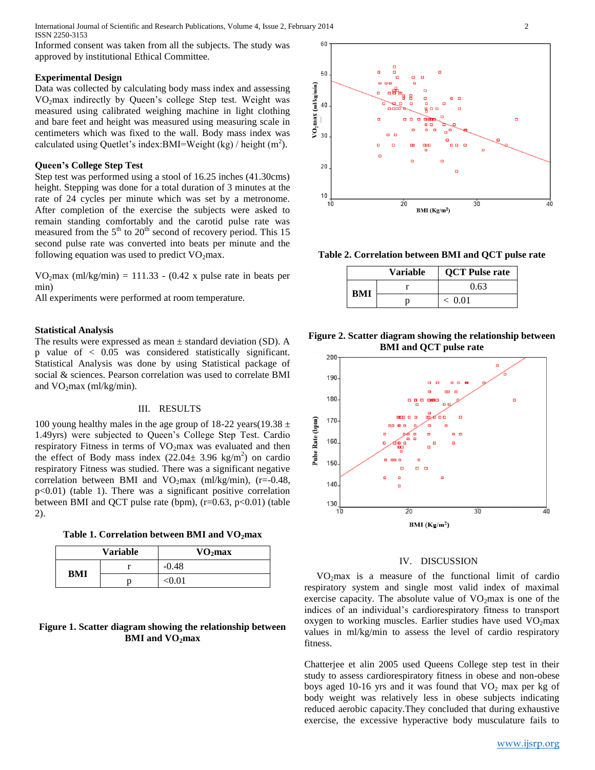Informed consent was taken from all the subjects. The study was approved by institutional Ethical Committee.

**Experimental Design**

Data was collected by calculating body mass index and assessing $VO_2$max indirectly by Queen's college Step test. Weight was measured using calibrated weighing machine in light clothing and bare feet and height was measured using measuring scale in centimeters which was fixed to the wall. Body mass index was calculated using Quetlet's index:BMI=Weight (kg) / height ($m^2$).

**Queen's College Step Test**

Step test was performed using a stool of 16.25 inches (41.30cms) height. Stepping was done for a total duration of 3 minutes at the rate of 24 cycles per minute which was set by a metronome. After completion of the exercise the subjects were asked to remain standing comfortably and the carotid pulse rate was measured from the $5^{th}$ to $20^{th}$ second of recovery period. This 15 second pulse rate was converted into beats per minute and the following equation was used to predict $VO_2$max.

$VO_2$max (ml/kg/min) = 111.33 - (0.42 x pulse rate in beats per min)

All experiments were performed at room temperature.

**Statistical Analysis**

The results were expressed as mean ± standard deviation (SD). A p value of < 0.05 was considered statistically significant. Statistical Analysis was done by using Statistical package of social & sciences. Pearson correlation was used to correlate BMI and $VO_2$max (ml/kg/min).

## III. RESULTS

100 young healthy males in the age group of 18-22 years(19.38 ± 1.49yrs) were subjected to Queen's College Step Test. Cardio respiratory Fitness in terms of $VO_2$max was evaluated and then the effect of Body mass index (22.04± 3.96 kg/$m^2$) on cardio respiratory Fitness was studied. There was a significant negative correlation between BMI and $VO_2$max (ml/kg/min), (r=-0.48, p<0.01) (table 1). There was a significant positive correlation between BMI and QCT pulse rate (bpm), (r=0.63, p<0.01) (table 2).

**Table 1. Correlation between BMI and $VO_2$max**

| Variable | | $VO_2$max |
|---|---|---|
| BMI | r | -0.48 |
| | p | <0.01 |

**Figure 1. Scatter diagram showing the relationship between BMI and $VO_2$max**

**Table 2. Correlation between BMI and QCT pulse rate**

| Variable | | QCT Pulse rate |
|---|---|---|
| BMI | r | 0.63 |
| | p | < 0.01 |

**Figure 2. Scatter diagram showing the relationship between BMI and QCT pulse rate**

## IV. DISCUSSION

$VO_2$max is a measure of the functional limit of cardio respiratory system and single most valid index of maximal exercise capacity. The absolute value of $VO_2$max is one of the indices of an individual's cardiorespiratory fitness to transport oxygen to working muscles. Earlier studies have used $VO_2$max values in ml/kg/min to assess the level of cardio respiratory fitness.

Chatterjee et alin 2005 used Queens College step test in their study to assess cardiorespiratory fitness in obese and non-obese boys aged 10-16 yrs and it was found that $VO_2$ max per kg of body weight was relatively less in obese subjects indicating reduced aerobic capacity.They concluded that during exhaustive exercise, the excessive hyperactive body musculature fails to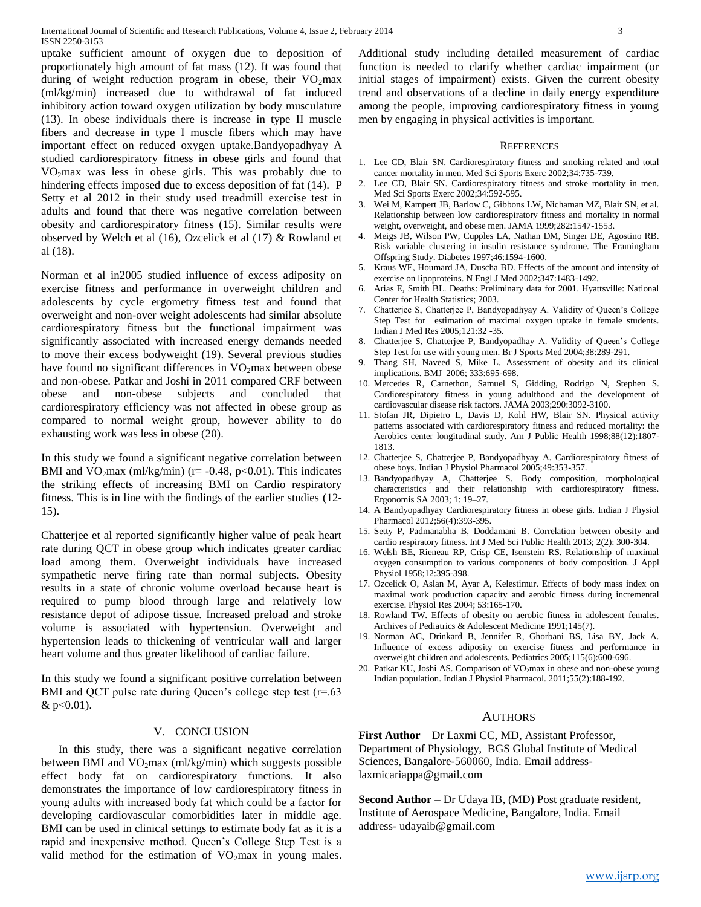uptake sufficient amount of oxygen due to deposition of proportionately high amount of fat mass (12). It was found that during of weight reduction program in obese, their $VO_2$max (ml/kg/min) increased due to withdrawal of fat induced inhibitory action toward oxygen utilization by body musculature (13). In obese individuals there is increase in type II muscle fibers and decrease in type I muscle fibers which may have important effect on reduced oxygen uptake.Bandyopadhyay A studied cardiorespiratory fitness in obese girls and found that $VO_2$max was less in obese girls. This was probably due to hindering effects imposed due to excess deposition of fat (14). P Setty et al 2012 in their study used treadmill exercise test in adults and found that there was negative correlation between obesity and cardiorespiratory fitness (15). Similar results were observed by Welch et al (16), Ozcelick et al (17) & Rowland et al (18).

Norman et al in2005 studied influence of excess adiposity on exercise fitness and performance in overweight children and adolescents by cycle ergometry fitness test and found that overweight and non-over weight adolescents had similar absolute cardiorespiratory fitness but the functional impairment was significantly associated with increased energy demands needed to move their excess bodyweight (19). Several previous studies have found no significant differences in $VO_2$max between obese and non-obese. Patkar and Joshi in 2011 compared CRF between obese and non-obese subjects and concluded that cardiorespiratory efficiency was not affected in obese group as compared to normal weight group, however ability to do exhausting work was less in obese (20).

In this study we found a significant negative correlation between BMI and $VO_2$max (ml/kg/min) ($r= -0.48$, $p<0.01$). This indicates the striking effects of increasing BMI on Cardio respiratory fitness. This is in line with the findings of the earlier studies (12-15).

Chatterjee et al reported significantly higher value of peak heart rate during QCT in obese group which indicates greater cardiac load among them. Overweight individuals have increased sympathetic nerve firing rate than normal subjects. Obesity results in a state of chronic volume overload because heart is required to pump blood through large and relatively low resistance depot of adipose tissue. Increased preload and stroke volume is associated with hypertension. Overweight and hypertension leads to thickening of ventricular wall and larger heart volume and thus greater likelihood of cardiac failure.

In this study we found a significant positive correlation between BMI and QCT pulse rate during Queen's college step test ($r=.63$ & $p<0.01$).

## V. CONCLUSION

In this study, there was a significant negative correlation between BMI and $VO_2$max (ml/kg/min) which suggests possible effect body fat on cardiorespiratory functions. It also demonstrates the importance of low cardiorespiratory fitness in young adults with increased body fat which could be a factor for developing cardiovascular comorbidities later in middle age. BMI can be used in clinical settings to estimate body fat as it is a rapid and inexpensive method. Queen's College Step Test is a valid method for the estimation of $VO_2$max in young males. Additional study including detailed measurement of cardiac function is needed to clarify whether cardiac impairment (or initial stages of impairment) exists. Given the current obesity trend and observations of a decline in daily energy expenditure among the people, improving cardiorespiratory fitness in young men by engaging in physical activities is important.

## REFERENCES

1. Lee CD, Blair SN. Cardiorespiratory fitness and smoking related and total cancer mortality in men. Med Sci Sports Exerc 2002;34:735-739.
2. Lee CD, Blair SN. Cardiorespiratory fitness and stroke mortality in men. Med Sci Sports Exerc 2002;34:592-595.
3. Wei M, Kampert JB, Barlow C, Gibbons LW, Nichaman MZ, Blair SN, et al. Relationship between low cardiorespiratory fitness and mortality in normal weight, overweight, and obese men. JAMA 1999;282:1547-1553.
4. Meigs JB, Wilson PW, Cupples LA, Nathan DM, Singer DE, Agostino RB. Risk variable clustering in insulin resistance syndrome. The Framingham Offspring Study. Diabetes 1997;46:1594-1600.
5. Kraus WE, Houmard JA, Duscha BD. Effects of the amount and intensity of exercise on lipoproteins. N Engl J Med 2002;347:1483-1492.
6. Arias E, Smith BL. Deaths: Preliminary data for 2001. Hyattsville: National Center for Health Statistics; 2003.
7. Chatterjee S, Chatterjee P, Bandyopadhyay A. Validity of Queen's College Step Test for estimation of maximal oxygen uptake in female students. Indian J Med Res 2005;121:32 -35.
8. Chatterjee S, Chatterjee P, Bandyopadhay A. Validity of Queen's College Step Test for use with young men. Br J Sports Med 2004;38:289-291.
9. Thang SH, Naveed S, Mike L. Assessment of obesity and its clinical implications. BMJ 2006; 333:695-698.
10. Mercedes R, Carnethon, Samuel S, Gidding, Rodrigo N, Stephen S. Cardiorespiratory fitness in young adulthood and the development of cardiovascular disease risk factors. JAMA 2003;290:3092-3100.
11. Stofan JR, Dipietro L, Davis D, Kohl HW, Blair SN. Physical activity patterns associated with cardiorespiratory fitness and reduced mortality: the Aerobics center longitudinal study. Am J Public Health 1998;88(12):1807-1813.
12. Chatterjee S, Chatterjee P, Bandyopadhyay A. Cardiorespiratory fitness of obese boys. Indian J Physiol Pharmacol 2005;49:353-357.
13. Bandyopadhyay A, Chatterjee S. Body composition, morphological characteristics and their relationship with cardiorespiratory fitness. Ergonomis SA 2003; 1: 19–27.
14. A Bandyopadhyay Cardiorespiratory fitness in obese girls. Indian J Physiol Pharmacol 2012;56(4):393-395.
15. Setty P, Padmanabha B, Doddamani B. Correlation between obesity and cardio respiratory fitness. Int J Med Sci Public Health 2013; 2(2): 300-304.
16. Welsh BE, Rieneau RP, Crisp CE, Isenstein RS. Relationship of maximal oxygen consumption to various components of body composition. J Appl Physiol 1958;12:395-398.
17. Ozcelick O, Aslan M, Ayar A, Kelestimur. Effects of body mass index on maximal work production capacity and aerobic fitness during incremental exercise. Physiol Res 2004; 53:165-170.
18. Rowland TW. Effects of obesity on aerobic fitness in adolescent females. Archives of Pediatrics & Adolescent Medicine 1991;145(7).
19. Norman AC, Drinkard B, Jennifer R, Ghorbani BS, Lisa BY, Jack A. Influence of excess adiposity on exercise fitness and performance in overweight children and adolescents. Pediatrics 2005;115(6):600-696.
20. Patkar KU, Joshi AS. Comparison of $VO_2$max in obese and non-obese young Indian population. Indian J Physiol Pharmacol. 2011;55(2):188-192.

## AUTHORS

**First Author** – Dr Laxmi CC, MD, Assistant Professor, Department of Physiology, BGS Global Institute of Medical Sciences, Bangalore-560060, India. Email address- laxmicariappa@gmail.com

**Second Author** – Dr Udaya IB, (MD) Post graduate resident, Institute of Aerospace Medicine, Bangalore, India. Email address- udayaib@gmail.com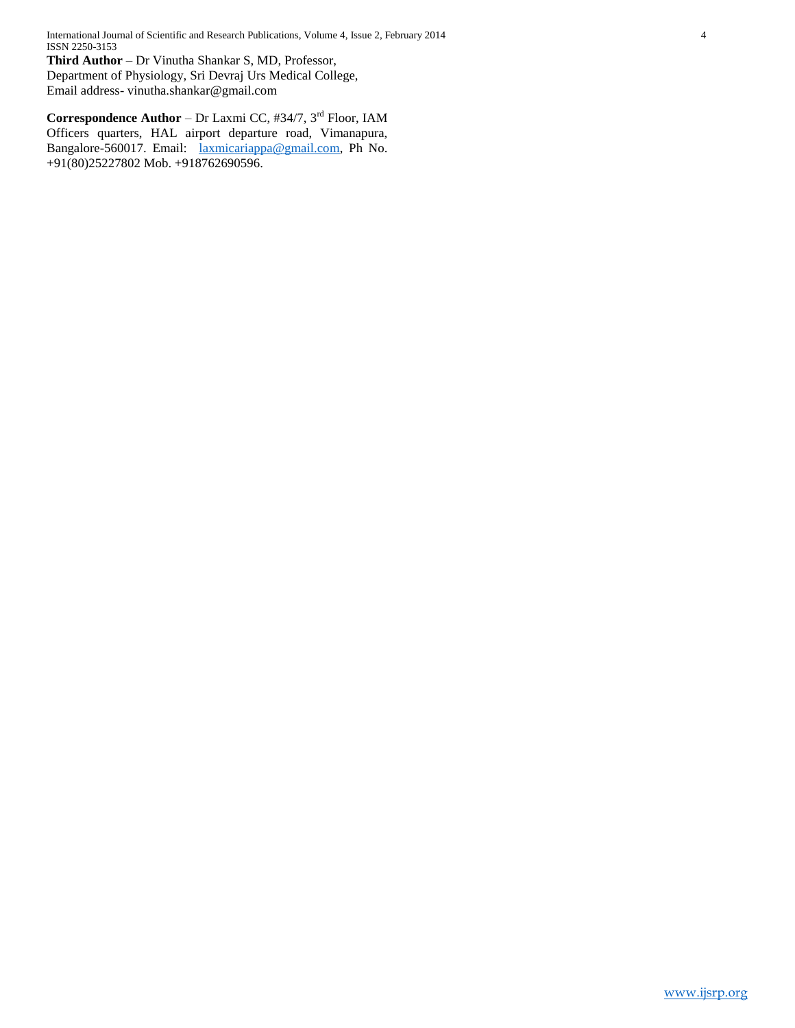**Third Author** – Dr Vinutha Shankar S, MD, Professor, Department of Physiology, Sri Devraj Urs Medical College, Email address- vinutha.shankar@gmail.com

**Correspondence Author** – Dr Laxmi CC, #34/7, 3rd Floor, IAM Officers quarters, HAL airport departure road, Vimanapura, Bangalore-560017. Email: laxmicariappa@gmail.com, Ph No. +91(80)25227802 Mob. +918762690596.